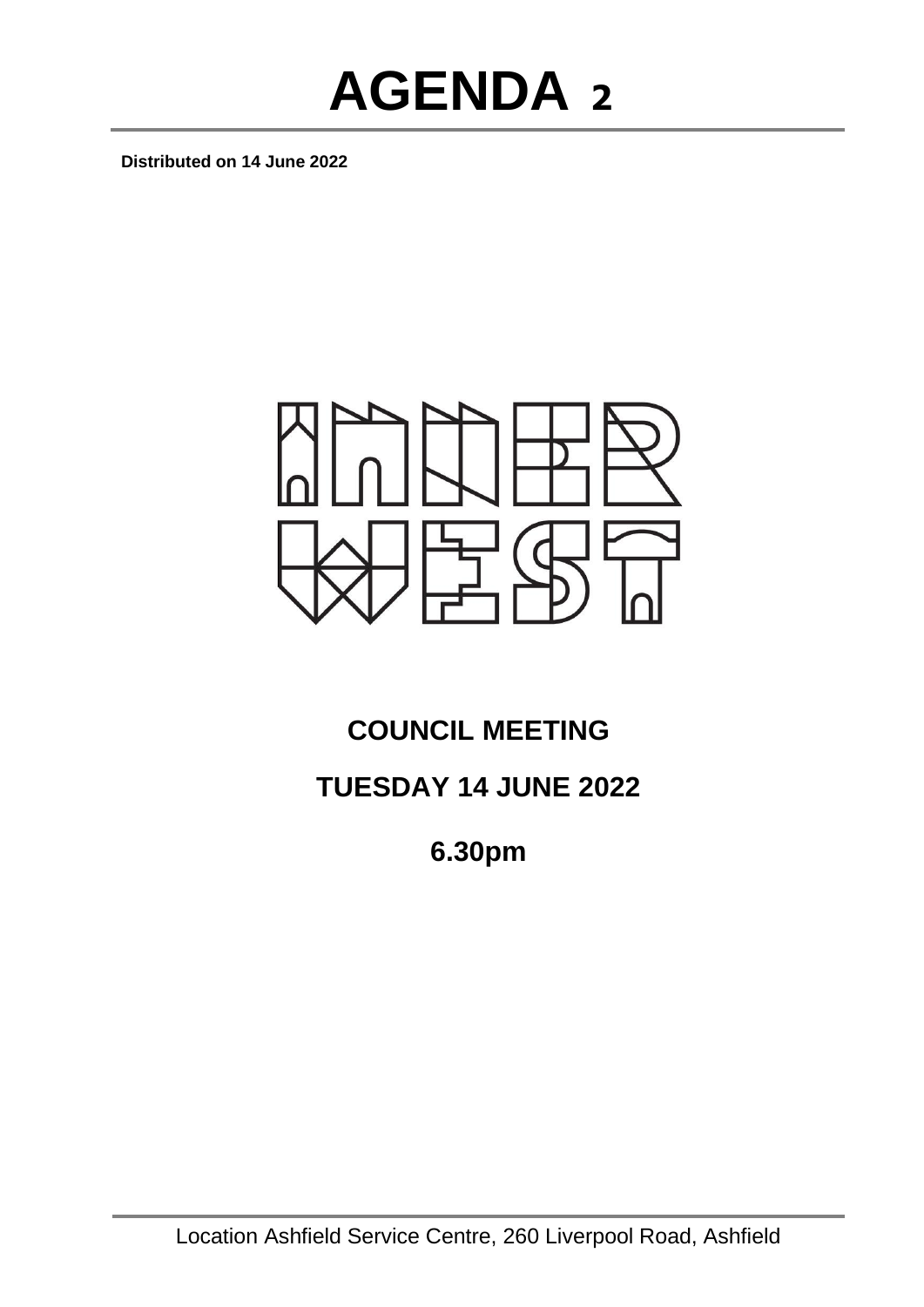# AGENDA 2

**Distributed on 14 June 2022**

INNER WEST

## COUNCIL MEETING

## TUESDAY 14 JUNE 2022

## 6.30pm

Location Ashfield Service Centre, 260 Liverpool Road, Ashfield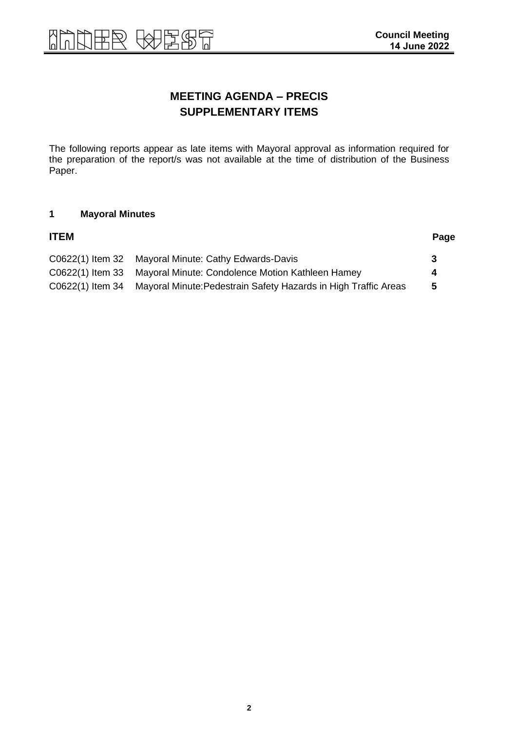# MEETING AGENDA – PRECIS
## SUPPLEMENTARY ITEMS

The following reports appear as late items with Mayoral approval as information required for the preparation of the report/s was not available at the time of distribution of the Business Paper.

### 1 Mayoral Minutes

| ITEM | | Page |
|---|---|---|
| C0622(1) Item 32 | Mayoral Minute: Cathy Edwards-Davis | 3 |
| C0622(1) Item 33 | Mayoral Minute: Condolence Motion Kathleen Hamey | 4 |
| C0622(1) Item 34 | Mayoral Minute:Pedestrain Safety Hazards in High Traffic Areas | 5 |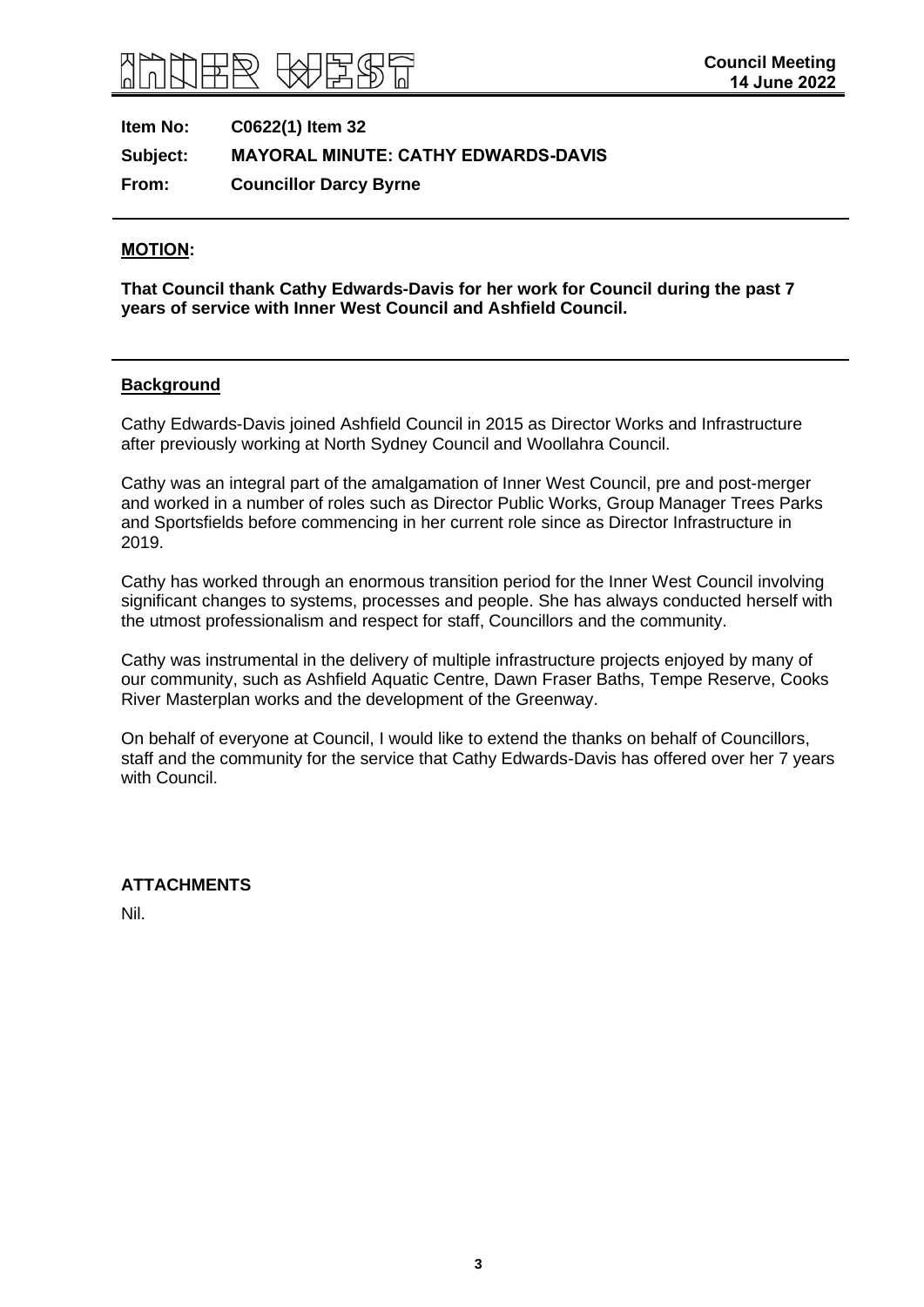**Item No:** C0622(1) Item 32

**Subject:** **MAYORAL MINUTE: CATHY EDWARDS-DAVIS**

**From:** **Councillor Darcy Byrne**

---

## MOTION:

**That Council thank Cathy Edwards-Davis for her work for Council during the past 7 years of service with Inner West Council and Ashfield Council.**

---

## Background

Cathy Edwards-Davis joined Ashfield Council in 2015 as Director Works and Infrastructure after previously working at North Sydney Council and Woollahra Council.

Cathy was an integral part of the amalgamation of Inner West Council, pre and post-merger and worked in a number of roles such as Director Public Works, Group Manager Trees Parks and Sportsfields before commencing in her current role since as Director Infrastructure in 2019.

Cathy has worked through an enormous transition period for the Inner West Council involving significant changes to systems, processes and people. She has always conducted herself with the utmost professionalism and respect for staff, Councillors and the community.

Cathy was instrumental in the delivery of multiple infrastructure projects enjoyed by many of our community, such as Ashfield Aquatic Centre, Dawn Fraser Baths, Tempe Reserve, Cooks River Masterplan works and the development of the Greenway.

On behalf of everyone at Council, I would like to extend the thanks on behalf of Councillors, staff and the community for the service that Cathy Edwards-Davis has offered over her 7 years with Council.

## ATTACHMENTS

Nil.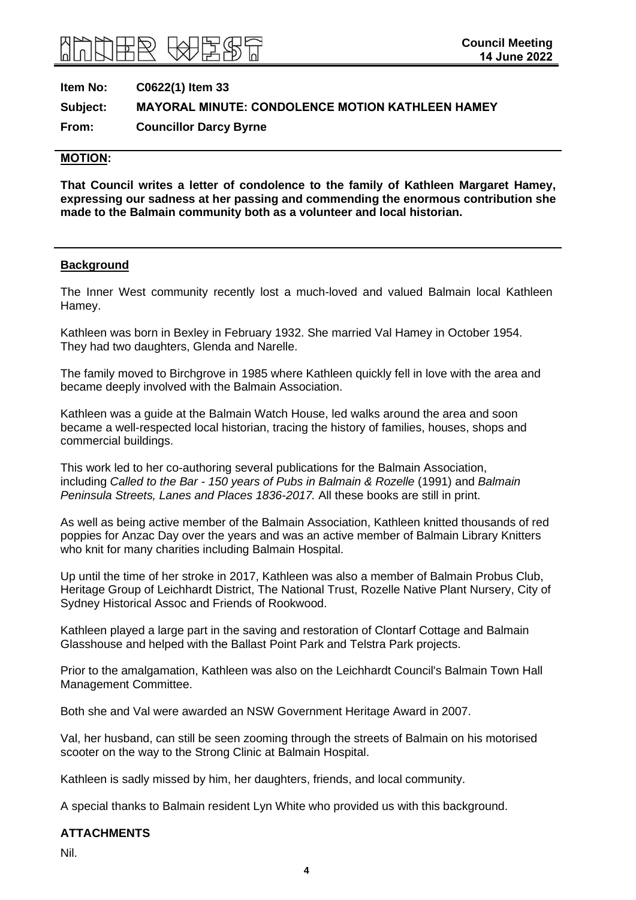**Item No:** C0622(1) Item 33

**Subject:** MAYORAL MINUTE: CONDOLENCE MOTION KATHLEEN HAMEY

**From:** Councillor Darcy Byrne

## MOTION:

**That Council writes a letter of condolence to the family of Kathleen Margaret Hamey, expressing our sadness at her passing and commending the enormous contribution she made to the Balmain community both as a volunteer and local historian.**

## Background

The Inner West community recently lost a much-loved and valued Balmain local Kathleen Hamey.

Kathleen was born in Bexley in February 1932. She married Val Hamey in October 1954. They had two daughters, Glenda and Narelle.

The family moved to Birchgrove in 1985 where Kathleen quickly fell in love with the area and became deeply involved with the Balmain Association.

Kathleen was a guide at the Balmain Watch House, led walks around the area and soon became a well-respected local historian, tracing the history of families, houses, shops and commercial buildings.

This work led to her co-authoring several publications for the Balmain Association, including *Called to the Bar - 150 years of Pubs in Balmain & Rozelle* (1991) and *Balmain Peninsula Streets, Lanes and Places 1836-2017.* All these books are still in print.

As well as being active member of the Balmain Association, Kathleen knitted thousands of red poppies for Anzac Day over the years and was an active member of Balmain Library Knitters who knit for many charities including Balmain Hospital.

Up until the time of her stroke in 2017, Kathleen was also a member of Balmain Probus Club, Heritage Group of Leichhardt District, The National Trust, Rozelle Native Plant Nursery, City of Sydney Historical Assoc and Friends of Rookwood.

Kathleen played a large part in the saving and restoration of Clontarf Cottage and Balmain Glasshouse and helped with the Ballast Point Park and Telstra Park projects.

Prior to the amalgamation, Kathleen was also on the Leichhardt Council's Balmain Town Hall Management Committee.

Both she and Val were awarded an NSW Government Heritage Award in 2007.

Val, her husband, can still be seen zooming through the streets of Balmain on his motorised scooter on the way to the Strong Clinic at Balmain Hospital.

Kathleen is sadly missed by him, her daughters, friends, and local community.

A special thanks to Balmain resident Lyn White who provided us with this background.

## ATTACHMENTS

Nil.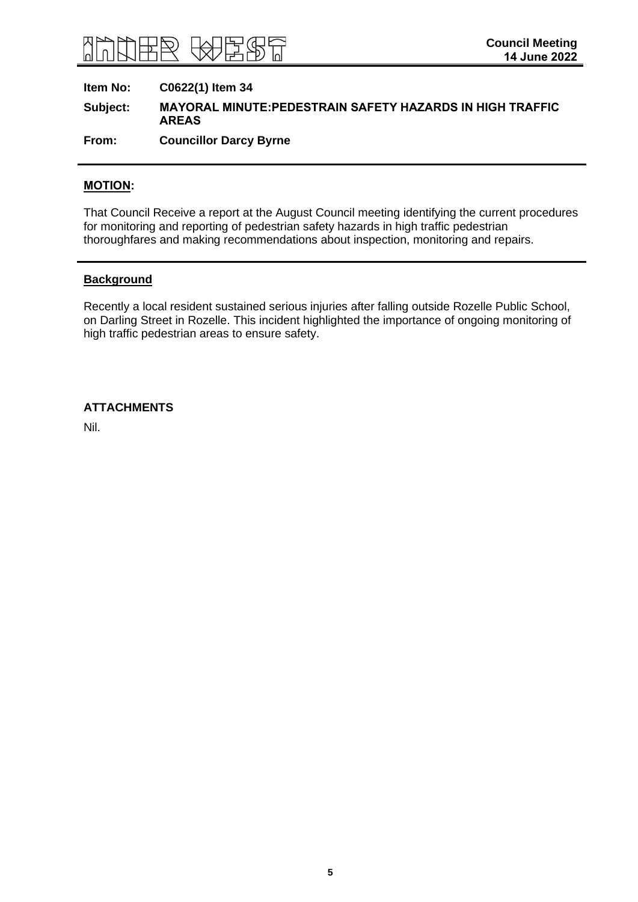**Item No:** C0622(1) Item 34

**Subject:** MAYORAL MINUTE:PEDESTRAIN SAFETY HAZARDS IN HIGH TRAFFIC AREAS

**From:** Councillor Darcy Byrne

## MOTION:

That Council Receive a report at the August Council meeting identifying the current procedures for monitoring and reporting of pedestrian safety hazards in high traffic pedestrian thoroughfares and making recommendations about inspection, monitoring and repairs.

## Background

Recently a local resident sustained serious injuries after falling outside Rozelle Public School, on Darling Street in Rozelle. This incident highlighted the importance of ongoing monitoring of high traffic pedestrian areas to ensure safety.

## ATTACHMENTS

Nil.